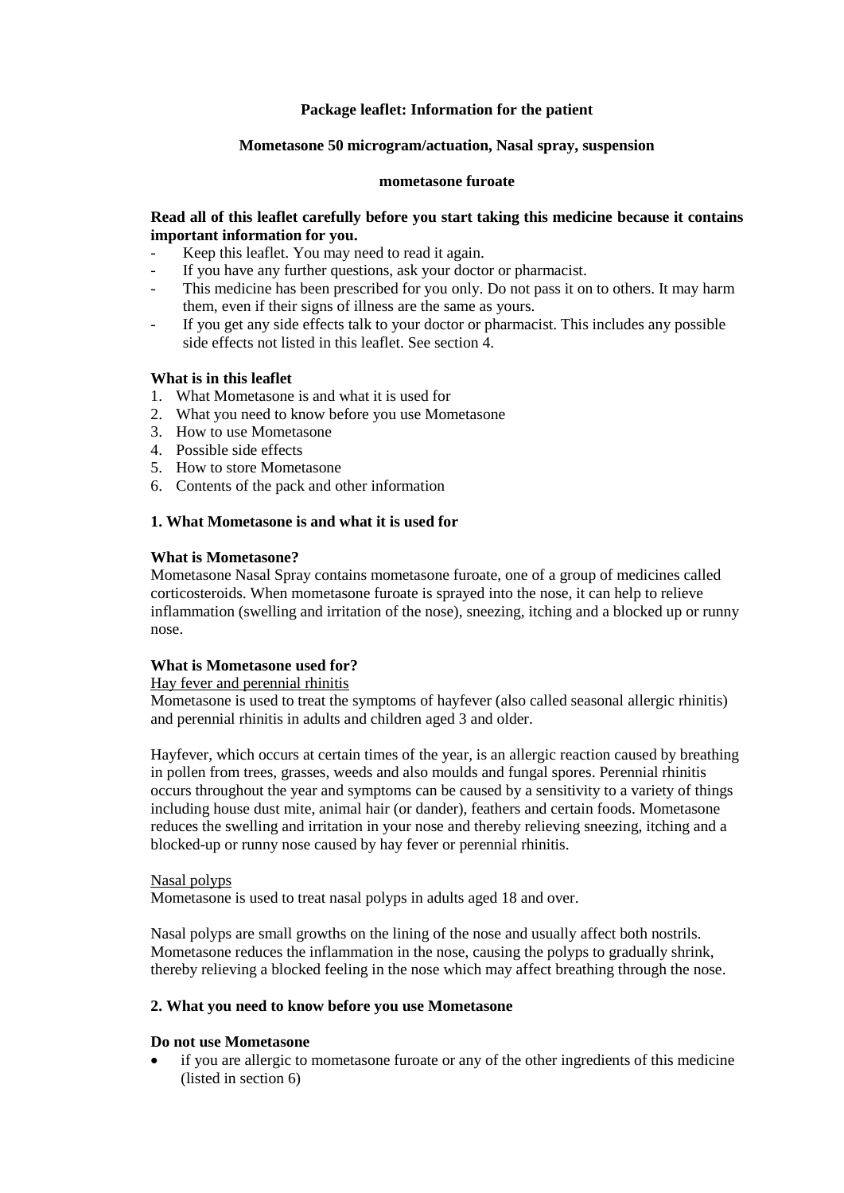**Package leaflet: Information for the patient**

**Mometasone 50 microgram/actuation, Nasal spray, suspension**

**mometasone furoate**

**Read all of this leaflet carefully before you start taking this medicine because it contains important information for you.**

- Keep this leaflet. You may need to read it again.
- If you have any further questions, ask your doctor or pharmacist.
- This medicine has been prescribed for you only. Do not pass it on to others. It may harm them, even if their signs of illness are the same as yours.
- If you get any side effects talk to your doctor or pharmacist. This includes any possible side effects not listed in this leaflet. See section 4.

**What is in this leaflet**

1. What Mometasone is and what it is used for
2. What you need to know before you use Mometasone
3. How to use Mometasone
4. Possible side effects
5. How to store Mometasone
6. Contents of the pack and other information

## 1. What Mometasone is and what it is used for

**What is Mometasone?**

Mometasone Nasal Spray contains mometasone furoate, one of a group of medicines called corticosteroids. When mometasone furoate is sprayed into the nose, it can help to relieve inflammation (swelling and irritation of the nose), sneezing, itching and a blocked up or runny nose.

**What is Mometasone used for?**

Hay fever and perennial rhinitis

Mometasone is used to treat the symptoms of hayfever (also called seasonal allergic rhinitis) and perennial rhinitis in adults and children aged 3 and older.

Hayfever, which occurs at certain times of the year, is an allergic reaction caused by breathing in pollen from trees, grasses, weeds and also moulds and fungal spores. Perennial rhinitis occurs throughout the year and symptoms can be caused by a sensitivity to a variety of things including house dust mite, animal hair (or dander), feathers and certain foods. Mometasone reduces the swelling and irritation in your nose and thereby relieving sneezing, itching and a blocked-up or runny nose caused by hay fever or perennial rhinitis.

Nasal polyps

Mometasone is used to treat nasal polyps in adults aged 18 and over.

Nasal polyps are small growths on the lining of the nose and usually affect both nostrils. Mometasone reduces the inflammation in the nose, causing the polyps to gradually shrink, thereby relieving a blocked feeling in the nose which may affect breathing through the nose.

## 2. What you need to know before you use Mometasone

**Do not use Mometasone**

- if you are allergic to mometasone furoate or any of the other ingredients of this medicine (listed in section 6)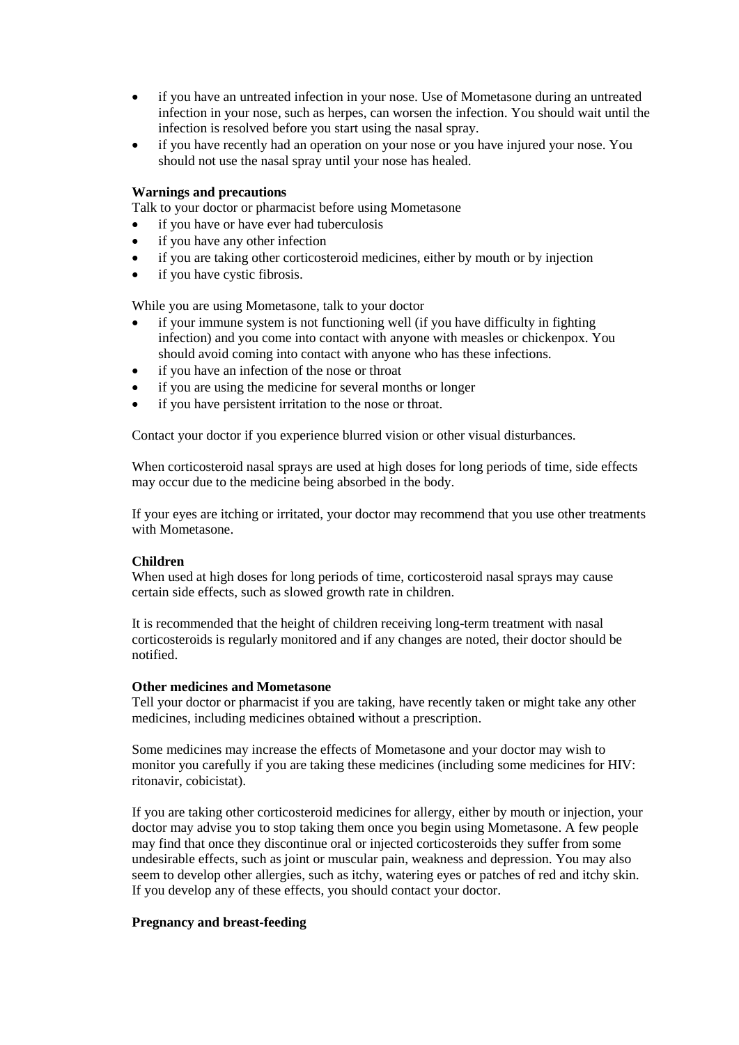- if you have an untreated infection in your nose. Use of Mometasone during an untreated infection in your nose, such as herpes, can worsen the infection. You should wait until the infection is resolved before you start using the nasal spray.
- if you have recently had an operation on your nose or you have injured your nose. You should not use the nasal spray until your nose has healed.

**Warnings and precautions**

Talk to your doctor or pharmacist before using Mometasone

- if you have or have ever had tuberculosis
- if you have any other infection
- if you are taking other corticosteroid medicines, either by mouth or by injection
- if you have cystic fibrosis.

While you are using Mometasone, talk to your doctor

- if your immune system is not functioning well (if you have difficulty in fighting infection) and you come into contact with anyone with measles or chickenpox. You should avoid coming into contact with anyone who has these infections.
- if you have an infection of the nose or throat
- if you are using the medicine for several months or longer
- if you have persistent irritation to the nose or throat.

Contact your doctor if you experience blurred vision or other visual disturbances.

When corticosteroid nasal sprays are used at high doses for long periods of time, side effects may occur due to the medicine being absorbed in the body.

If your eyes are itching or irritated, your doctor may recommend that you use other treatments with Mometasone.

**Children**

When used at high doses for long periods of time, corticosteroid nasal sprays may cause certain side effects, such as slowed growth rate in children.

It is recommended that the height of children receiving long-term treatment with nasal corticosteroids is regularly monitored and if any changes are noted, their doctor should be notified.

**Other medicines and Mometasone**

Tell your doctor or pharmacist if you are taking, have recently taken or might take any other medicines, including medicines obtained without a prescription.

Some medicines may increase the effects of Mometasone and your doctor may wish to monitor you carefully if you are taking these medicines (including some medicines for HIV: ritonavir, cobicistat).

If you are taking other corticosteroid medicines for allergy, either by mouth or injection, your doctor may advise you to stop taking them once you begin using Mometasone. A few people may find that once they discontinue oral or injected corticosteroids they suffer from some undesirable effects, such as joint or muscular pain, weakness and depression. You may also seem to develop other allergies, such as itchy, watering eyes or patches of red and itchy skin. If you develop any of these effects, you should contact your doctor.

**Pregnancy and breast-feeding**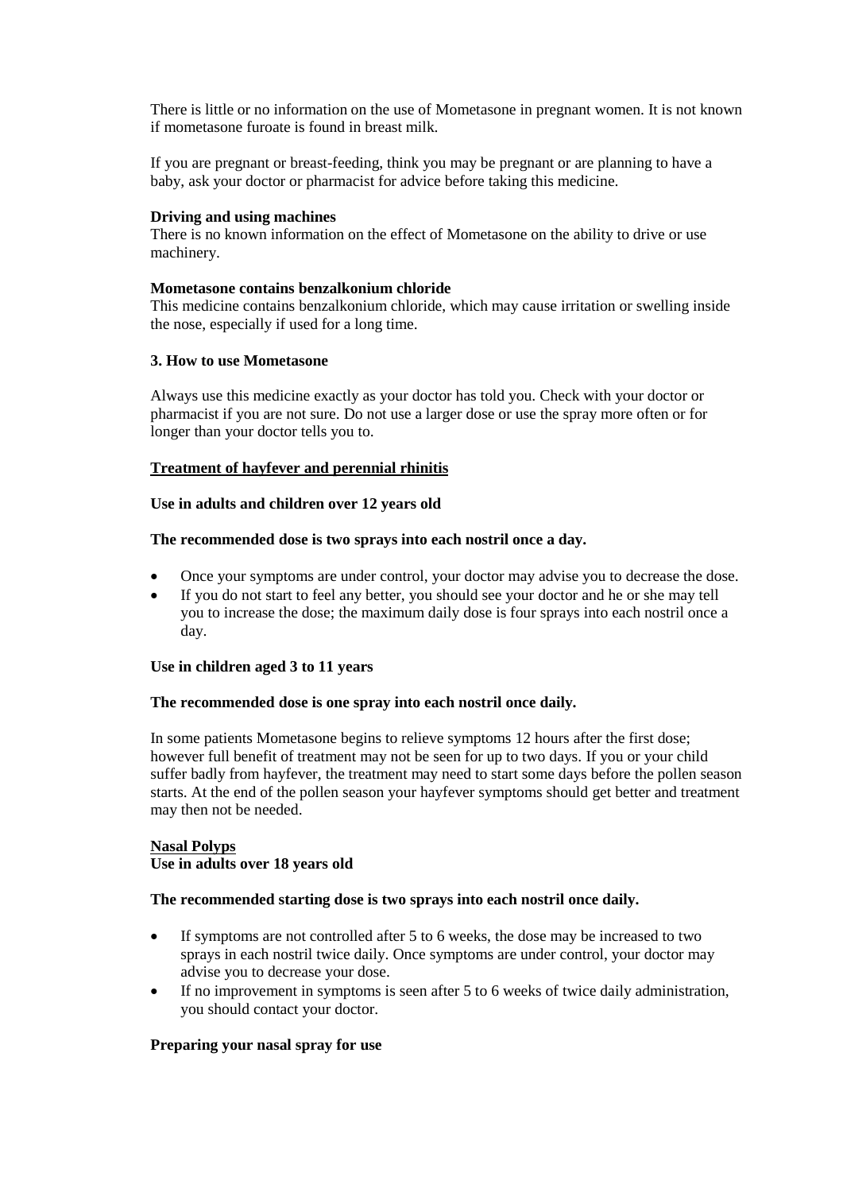There is little or no information on the use of Mometasone in pregnant women. It is not known if mometasone furoate is found in breast milk.

If you are pregnant or breast-feeding, think you may be pregnant or are planning to have a baby, ask your doctor or pharmacist for advice before taking this medicine.

**Driving and using machines**
There is no known information on the effect of Mometasone on the ability to drive or use machinery.

**Mometasone contains benzalkonium chloride**
This medicine contains benzalkonium chloride, which may cause irritation or swelling inside the nose, especially if used for a long time.

## 3. How to use Mometasone

Always use this medicine exactly as your doctor has told you. Check with your doctor or pharmacist if you are not sure. Do not use a larger dose or use the spray more often or for longer than your doctor tells you to.

<u>**Treatment of hayfever and perennial rhinitis**</u>

**Use in adults and children over 12 years old**

**The recommended dose is two sprays into each nostril once a day.**

- Once your symptoms are under control, your doctor may advise you to decrease the dose.
- If you do not start to feel any better, you should see your doctor and he or she may tell you to increase the dose; the maximum daily dose is four sprays into each nostril once a day.

**Use in children aged 3 to 11 years**

**The recommended dose is one spray into each nostril once daily.**

In some patients Mometasone begins to relieve symptoms 12 hours after the first dose; however full benefit of treatment may not be seen for up to two days. If you or your child suffer badly from hayfever, the treatment may need to start some days before the pollen season starts. At the end of the pollen season your hayfever symptoms should get better and treatment may then not be needed.

<u>**Nasal Polyps**</u>
**Use in adults over 18 years old**

**The recommended starting dose is two sprays into each nostril once daily.**

- If symptoms are not controlled after 5 to 6 weeks, the dose may be increased to two sprays in each nostril twice daily. Once symptoms are under control, your doctor may advise you to decrease your dose.
- If no improvement in symptoms is seen after 5 to 6 weeks of twice daily administration, you should contact your doctor.

**Preparing your nasal spray for use**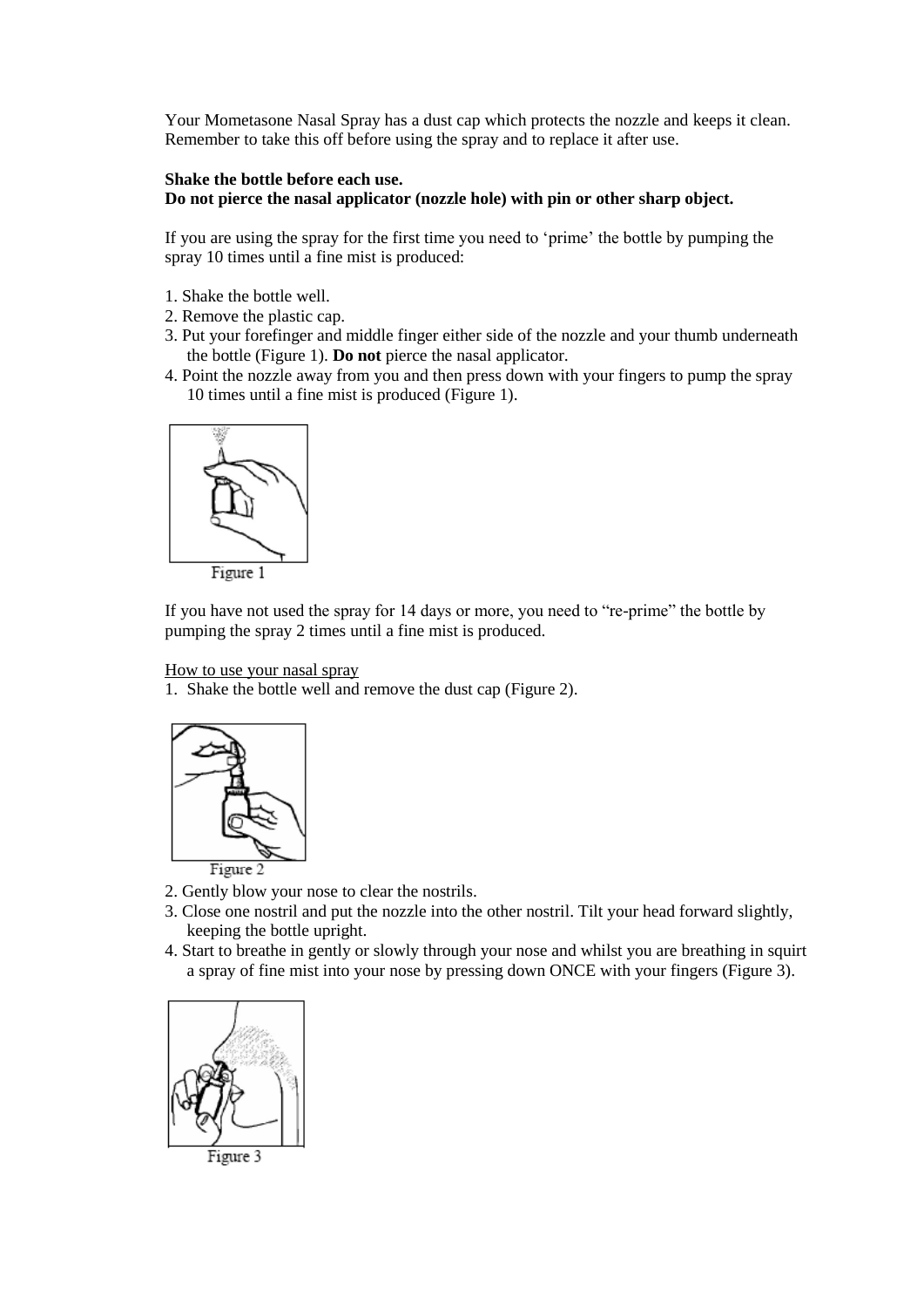Your Mometasone Nasal Spray has a dust cap which protects the nozzle and keeps it clean. Remember to take this off before using the spray and to replace it after use.

**Shake the bottle before each use.**
**Do not pierce the nasal applicator (nozzle hole) with pin or other sharp object.**

If you are using the spray for the first time you need to 'prime' the bottle by pumping the spray 10 times until a fine mist is produced:

1. Shake the bottle well.
2. Remove the plastic cap.
3. Put your forefinger and middle finger either side of the nozzle and your thumb underneath the bottle (Figure 1). **Do not** pierce the nasal applicator.
4. Point the nozzle away from you and then press down with your fingers to pump the spray 10 times until a fine mist is produced (Figure 1).

Figure 1

If you have not used the spray for 14 days or more, you need to "re-prime" the bottle by pumping the spray 2 times until a fine mist is produced.

<u>How to use your nasal spray</u>

1. Shake the bottle well and remove the dust cap (Figure 2).

Figure 2

2. Gently blow your nose to clear the nostrils.
3. Close one nostril and put the nozzle into the other nostril. Tilt your head forward slightly, keeping the bottle upright.
4. Start to breathe in gently or slowly through your nose and whilst you are breathing in squirt a spray of fine mist into your nose by pressing down ONCE with your fingers (Figure 3).

Figure 3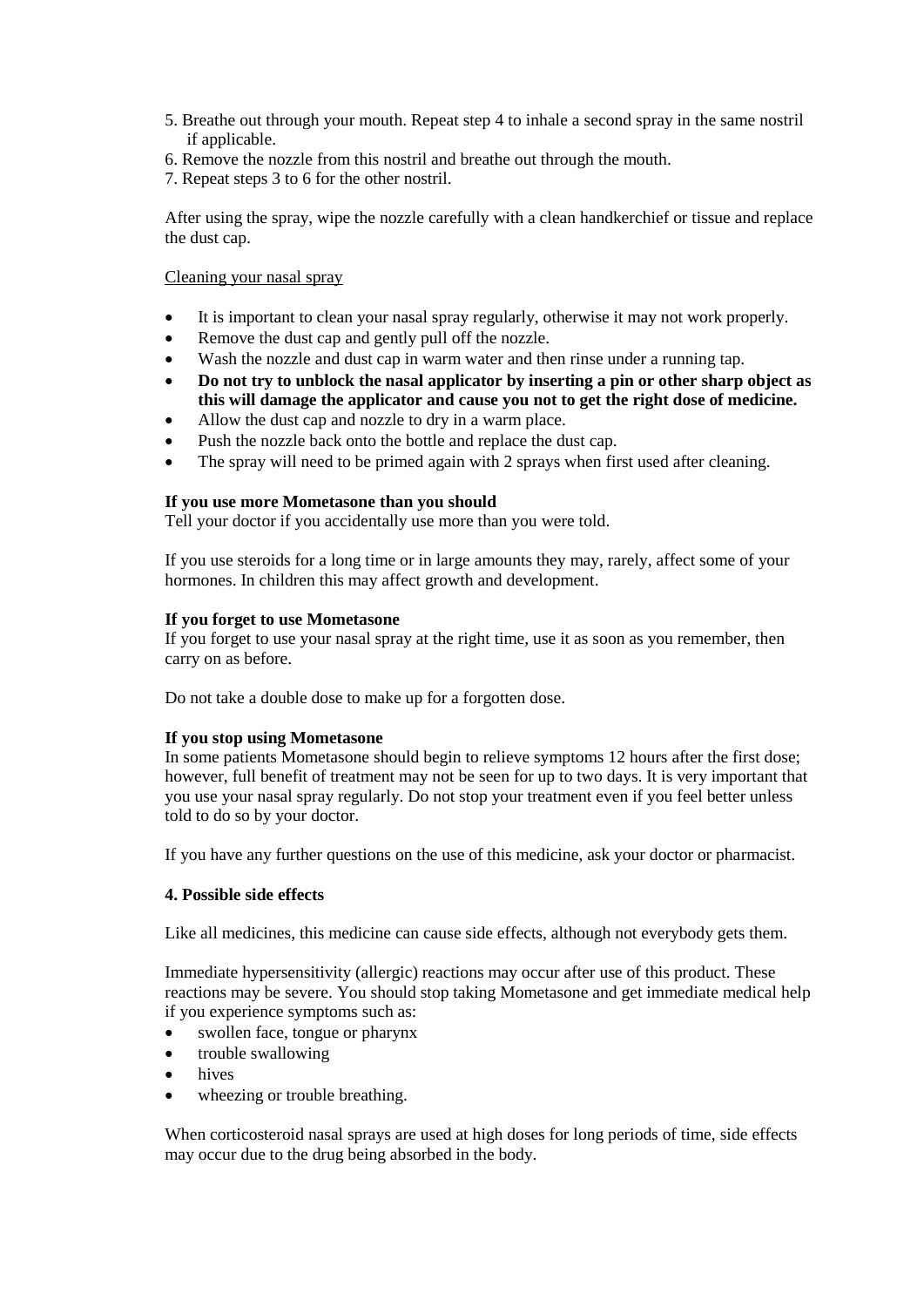5. Breathe out through your mouth. Repeat step 4 to inhale a second spray in the same nostril if applicable.
6. Remove the nozzle from this nostril and breathe out through the mouth.
7. Repeat steps 3 to 6 for the other nostril.

After using the spray, wipe the nozzle carefully with a clean handkerchief or tissue and replace the dust cap.

<u>Cleaning your nasal spray</u>

- It is important to clean your nasal spray regularly, otherwise it may not work properly.
- Remove the dust cap and gently pull off the nozzle.
- Wash the nozzle and dust cap in warm water and then rinse under a running tap.
- **Do not try to unblock the nasal applicator by inserting a pin or other sharp object as this will damage the applicator and cause you not to get the right dose of medicine.**
- Allow the dust cap and nozzle to dry in a warm place.
- Push the nozzle back onto the bottle and replace the dust cap.
- The spray will need to be primed again with 2 sprays when first used after cleaning.

**If you use more Mometasone than you should**
Tell your doctor if you accidentally use more than you were told.

If you use steroids for a long time or in large amounts they may, rarely, affect some of your hormones. In children this may affect growth and development.

**If you forget to use Mometasone**
If you forget to use your nasal spray at the right time, use it as soon as you remember, then carry on as before.

Do not take a double dose to make up for a forgotten dose.

**If you stop using Mometasone**
In some patients Mometasone should begin to relieve symptoms 12 hours after the first dose; however, full benefit of treatment may not be seen for up to two days. It is very important that you use your nasal spray regularly. Do not stop your treatment even if you feel better unless told to do so by your doctor.

If you have any further questions on the use of this medicine, ask your doctor or pharmacist.

**4. Possible side effects**

Like all medicines, this medicine can cause side effects, although not everybody gets them.

Immediate hypersensitivity (allergic) reactions may occur after use of this product. These reactions may be severe. You should stop taking Mometasone and get immediate medical help if you experience symptoms such as:

- swollen face, tongue or pharynx
- trouble swallowing
- hives
- wheezing or trouble breathing.

When corticosteroid nasal sprays are used at high doses for long periods of time, side effects may occur due to the drug being absorbed in the body.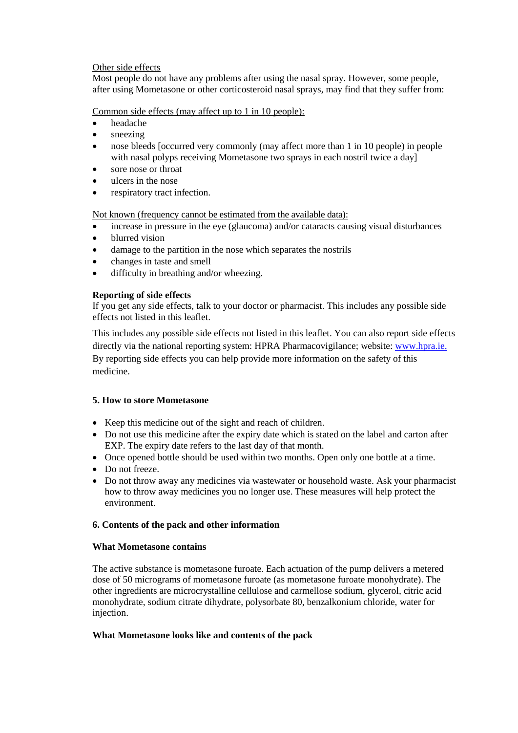Other side effects

Most people do not have any problems after using the nasal spray. However, some people, after using Mometasone or other corticosteroid nasal sprays, may find that they suffer from:

Common side effects (may affect up to 1 in 10 people):

- headache
- sneezing
- nose bleeds [occurred very commonly (may affect more than 1 in 10 people) in people with nasal polyps receiving Mometasone two sprays in each nostril twice a day]
- sore nose or throat
- ulcers in the nose
- respiratory tract infection.

Not known (frequency cannot be estimated from the available data):

- increase in pressure in the eye (glaucoma) and/or cataracts causing visual disturbances
- blurred vision
- damage to the partition in the nose which separates the nostrils
- changes in taste and smell
- difficulty in breathing and/or wheezing.

**Reporting of side effects**

If you get any side effects, talk to your doctor or pharmacist. This includes any possible side effects not listed in this leaflet.

This includes any possible side effects not listed in this leaflet. You can also report side effects directly via the national reporting system: HPRA Pharmacovigilance; website: www.hpra.ie. By reporting side effects you can help provide more information on the safety of this medicine.

## 5. How to store Mometasone

- Keep this medicine out of the sight and reach of children.
- Do not use this medicine after the expiry date which is stated on the label and carton after EXP. The expiry date refers to the last day of that month.
- Once opened bottle should be used within two months. Open only one bottle at a time.
- Do not freeze.
- Do not throw away any medicines via wastewater or household waste. Ask your pharmacist how to throw away medicines you no longer use. These measures will help protect the environment.

## 6. Contents of the pack and other information

### What Mometasone contains

The active substance is mometasone furoate. Each actuation of the pump delivers a metered dose of 50 micrograms of mometasone furoate (as mometasone furoate monohydrate). The other ingredients are microcrystalline cellulose and carmellose sodium, glycerol, citric acid monohydrate, sodium citrate dihydrate, polysorbate 80, benzalkonium chloride, water for injection.

### What Mometasone looks like and contents of the pack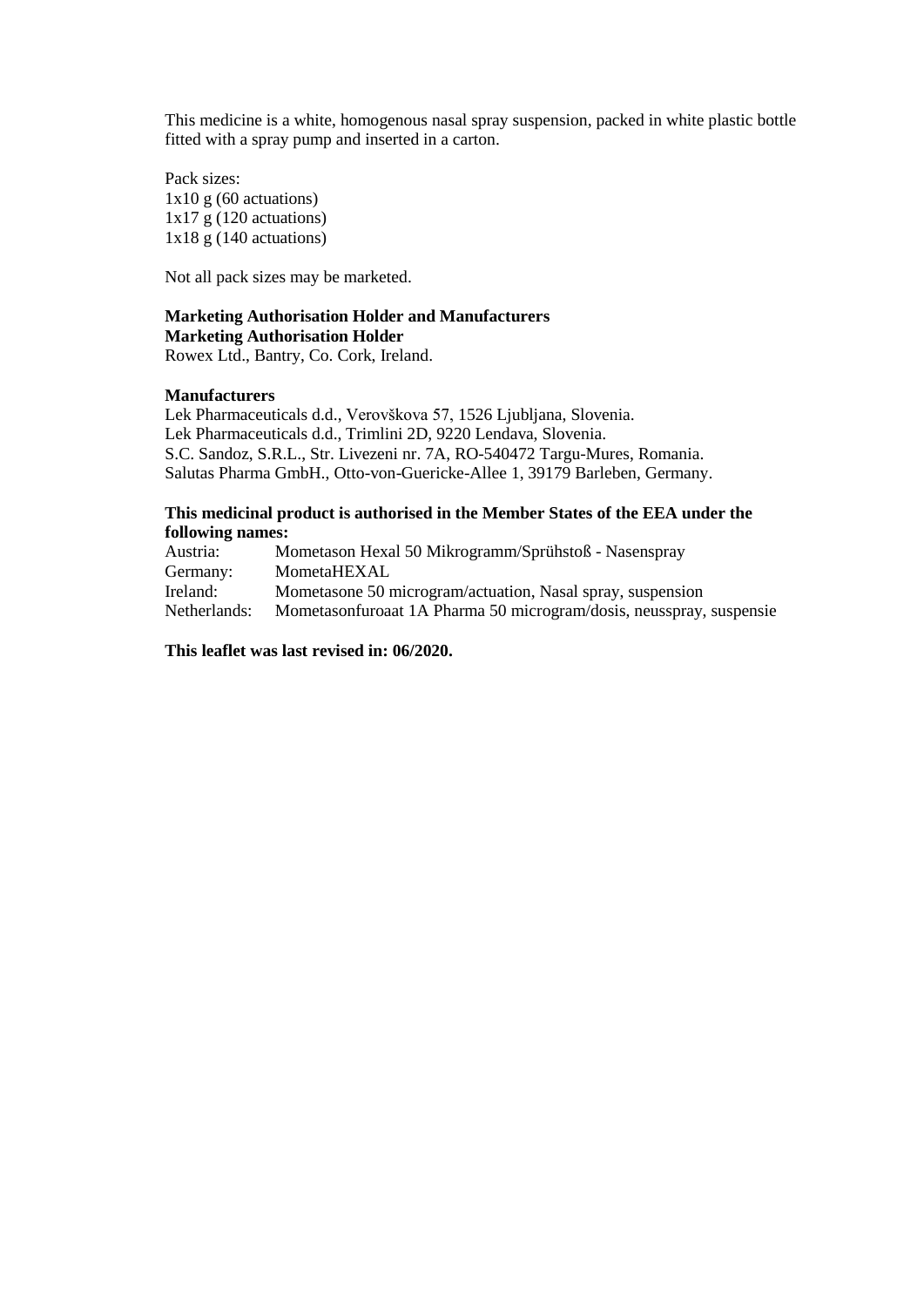This medicine is a white, homogenous nasal spray suspension, packed in white plastic bottle fitted with a spray pump and inserted in a carton.

Pack sizes:
1x10 g (60 actuations)
1x17 g (120 actuations)
1x18 g (140 actuations)

Not all pack sizes may be marketed.

**Marketing Authorisation Holder and Manufacturers**
**Marketing Authorisation Holder**
Rowex Ltd., Bantry, Co. Cork, Ireland.

**Manufacturers**
Lek Pharmaceuticals d.d., Verovškova 57, 1526 Ljubljana, Slovenia.
Lek Pharmaceuticals d.d., Trimlini 2D, 9220 Lendava, Slovenia.
S.C. Sandoz, S.R.L., Str. Livezeni nr. 7A, RO-540472 Targu-Mures, Romania.
Salutas Pharma GmbH., Otto-von-Guericke-Allee 1, 39179 Barleben, Germany.

**This medicinal product is authorised in the Member States of the EEA under the following names:**

| | |
|---|---|
| Austria: | Mometason Hexal 50 Mikrogramm/Sprühstoß - Nasenspray |
| Germany: | MometaHEXAL |
| Ireland: | Mometasone 50 microgram/actuation, Nasal spray, suspension |
| Netherlands: | Mometasonfuroaat 1A Pharma 50 microgram/dosis, neusspray, suspensie |

**This leaflet was last revised in: 06/2020.**